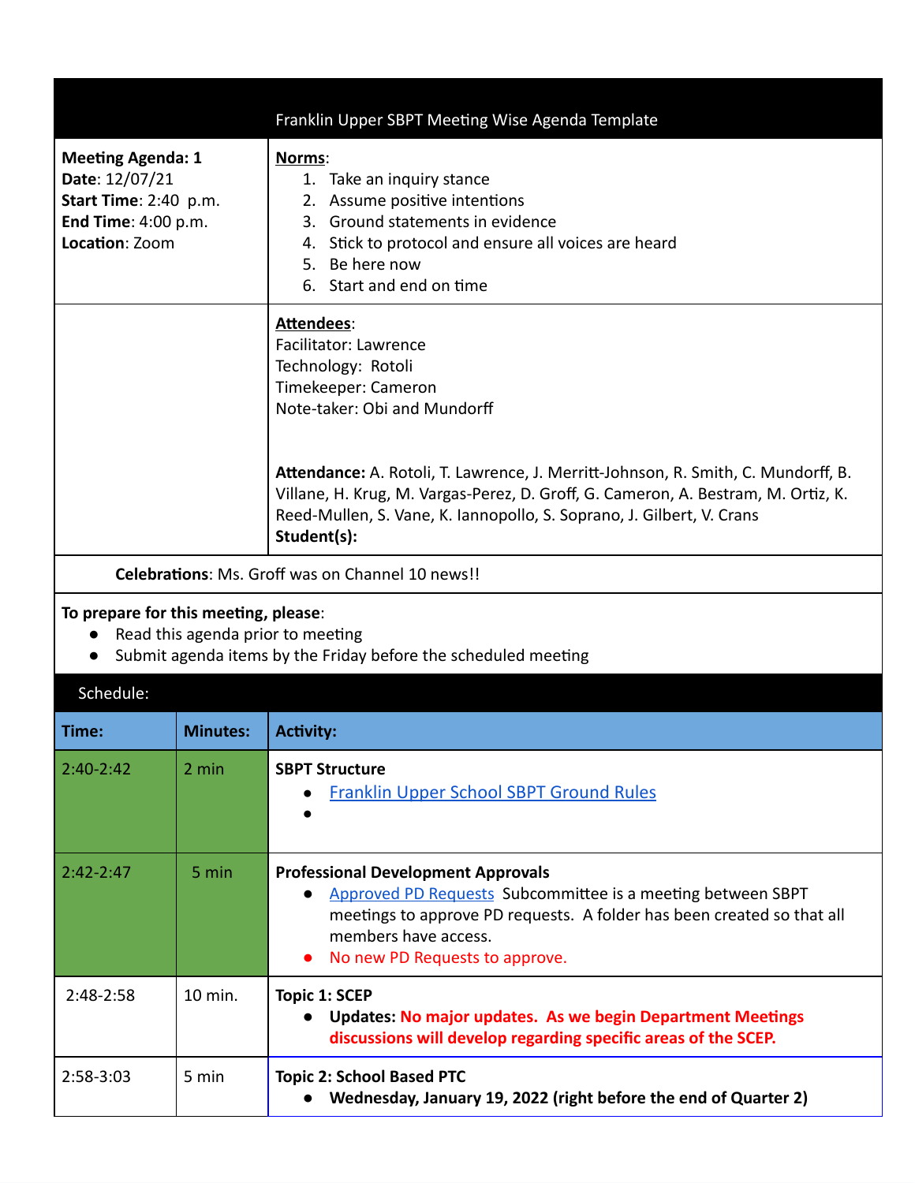# Franklin Upper SBPT Meeting Wise Agenda Template

**Meeting Agenda: 1**
**Date**: 12/07/21
**Start Time**: 2:40 p.m.
**End Time**: 4:00 p.m.
**Location**: Zoom

**Norms**:

1. Take an inquiry stance
2. Assume positive intentions
3. Ground statements in evidence
4. Stick to protocol and ensure all voices are heard
5. Be here now
6. Start and end on time

**Attendees**:
Facilitator: Lawrence
Technology: Rotoli
Timekeeper: Cameron
Note-taker: Obi and Mundorff

**Attendance:** A. Rotoli, T. Lawrence, J. Merritt-Johnson, R. Smith, C. Mundorff, B. Villane, H. Krug, M. Vargas-Perez, D. Groff, G. Cameron, A. Bestram, M. Ortiz, K. Reed-Mullen, S. Vane, K. Iannopollo, S. Soprano, J. Gilbert, V. Crans
**Student(s):**

**Celebrations**: Ms. Groff was on Channel 10 news!!

**To prepare for this meeting, please**:

- Read this agenda prior to meeting
- Submit agenda items by the Friday before the scheduled meeting

## Schedule:

| Time: | Minutes: | Activity: |
|---|---|---|
| 2:40-2:42 | 2 min | **SBPT Structure**<br>• Franklin Upper School SBPT Ground Rules<br>• |
| 2:42-2:47 | 5 min | **Professional Development Approvals**<br>• Approved PD Requests Subcommittee is a meeting between SBPT meetings to approve PD requests. A folder has been created so that all members have access.<br>• No new PD Requests to approve. |
| 2:48-2:58 | 10 min. | **Topic 1: SCEP**<br>• **Updates: No major updates. As we begin Department Meetings discussions will develop regarding specific areas of the SCEP.** |
| 2:58-3:03 | 5 min | **Topic 2: School Based PTC**<br>• **Wednesday, January 19, 2022 (right before the end of Quarter 2)** |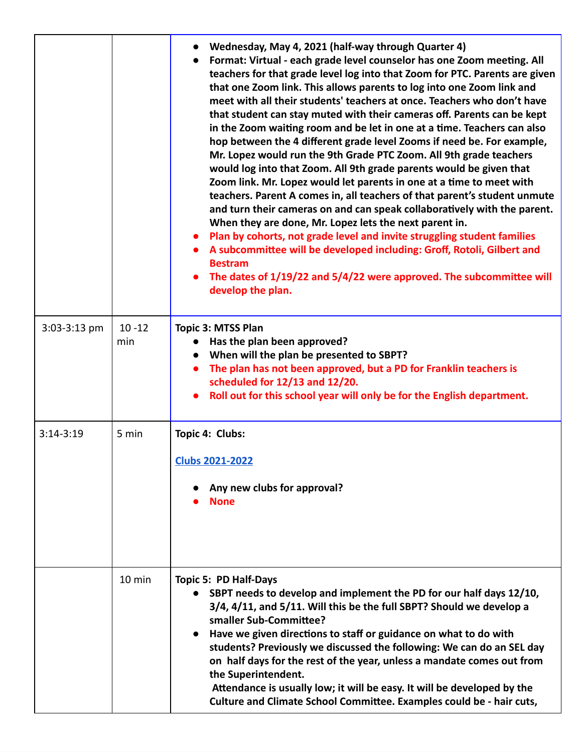| | | |
|---|---|---|
| | | • **Wednesday, May 4, 2021 (half-way through Quarter 4)**<br>• **Format: Virtual - each grade level counselor has one Zoom meeting. All teachers for that grade level log into that Zoom for PTC. Parents are given that one Zoom link. This allows parents to log into one Zoom link and meet with all their students' teachers at once. Teachers who don't have that student can stay muted with their cameras off. Parents can be kept in the Zoom waiting room and be let in one at a time. Teachers can also hop between the 4 different grade level Zooms if need be. For example, Mr. Lopez would run the 9th Grade PTC Zoom. All 9th grade teachers would log into that Zoom. All 9th grade parents would be given that Zoom link. Mr. Lopez would let parents in one at a time to meet with teachers. Parent A comes in, all teachers of that parent's student unmute and turn their cameras on and can speak collaboratively with the parent. When they are done, Mr. Lopez lets the next parent in.**<br>• **Plan by cohorts, not grade level and invite struggling student families**<br>• **A subcommittee will be developed including: Groff, Rotoli, Gilbert and Bestram**<br>• **The dates of 1/19/22 and 5/4/22 were approved. The subcommittee will develop the plan.** |
| 3:03-3:13 pm | 10 -12 min | **Topic 3: MTSS Plan**<br>• **Has the plan been approved?**<br>• **When will the plan be presented to SBPT?**<br>• **The plan has not been approved, but a PD for Franklin teachers is scheduled for 12/13 and 12/20.**<br>• **Roll out for this school year will only be for the English department.** |
| 3:14-3:19 | 5 min | **Topic 4: Clubs:**<br><br>**Clubs 2021-2022**<br><br>• **Any new clubs for approval?**<br>• **None** |
| | 10 min | **Topic 5: PD Half-Days**<br>• **SBPT needs to develop and implement the PD for our half days 12/10, 3/4, 4/11, and 5/11. Will this be the full SBPT? Should we develop a smaller Sub-Committee?**<br>• **Have we given directions to staff or guidance on what to do with students? Previously we discussed the following: We can do an SEL day on half days for the rest of the year, unless a mandate comes out from the Superintendent.**<br>**Attendance is usually low; it will be easy. It will be developed by the Culture and Climate School Committee. Examples could be - hair cuts,** |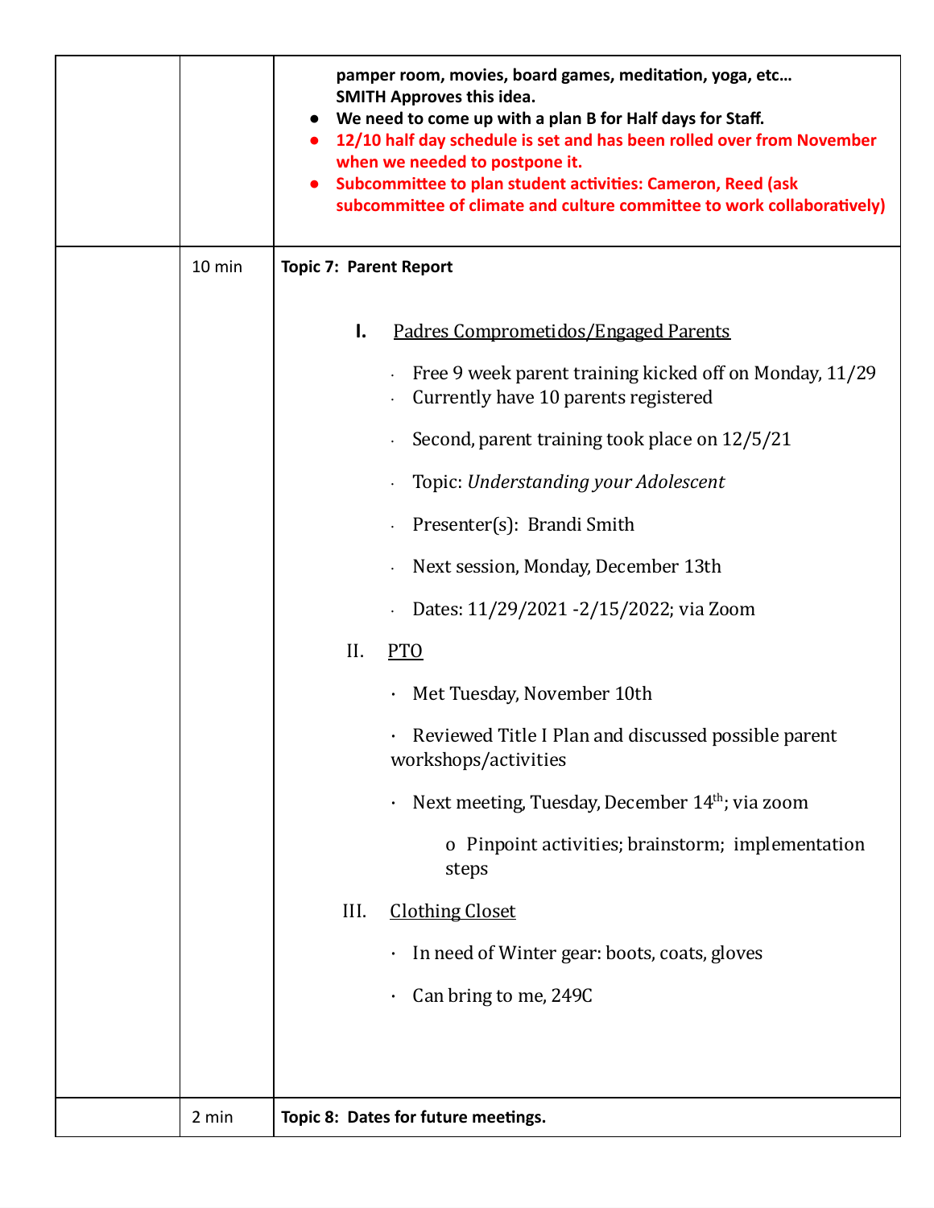| | | |
|---|---|---|
| | | **pamper room, movies, board games, meditation, yoga, etc… SMITH Approves this idea.**<br>● **We need to come up with a plan B for Half days for Staff.**<br>● **12/10 half day schedule is set and has been rolled over from November when we needed to postpone it.**<br>● **Subcommittee to plan student activities: Cameron, Reed (ask subcommittee of climate and culture committee to work collaboratively)** |
| | 10 min | **Topic 7: Parent Report**<br><br>**I.** Padres Comprometidos/Engaged Parents<br>· Free 9 week parent training kicked off on Monday, 11/29<br>· Currently have 10 parents registered<br>· Second, parent training took place on 12/5/21<br>· Topic: *Understanding your Adolescent*<br>· Presenter(s): Brandi Smith<br>· Next session, Monday, December 13th<br>· Dates: 11/29/2021 -2/15/2022; via Zoom<br><br>II. PTO<br>· Met Tuesday, November 10th<br>· Reviewed Title I Plan and discussed possible parent workshops/activities<br>· Next meeting, Tuesday, December 14th; via zoom<br>o Pinpoint activities; brainstorm; implementation steps<br><br>III. Clothing Closet<br>· In need of Winter gear: boots, coats, gloves<br>· Can bring to me, 249C |
| | 2 min | **Topic 8: Dates for future meetings.** |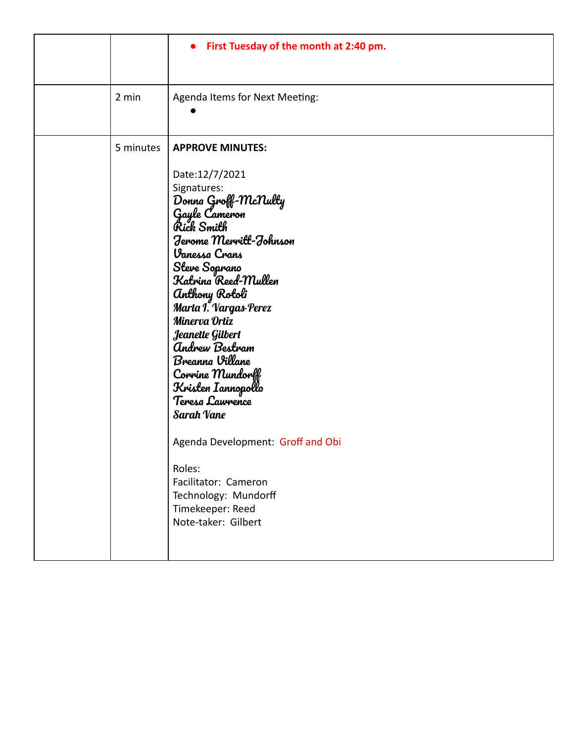| | | |
|---|---|---|
| | | • **First Tuesday of the month at 2:40 pm.** |
| | 2 min | Agenda Items for Next Meeting:<br>• |
| | 5 minutes | **APPROVE MINUTES:**<br><br>Date:12/7/2021<br>Signatures:<br>*Donna Groff-McNulty*<br>*Gayle Cameron*<br>*Rick Smith*<br>*Jerome Merritt-Johnson*<br>*Vanessa Crans*<br>*Steve Soprano*<br>*Katrina Reed-Mullen*<br>*Anthony Rotoli*<br>*Marta I. Vargas-Perez*<br>*Minerva Ortiz*<br>*Jeanette Gilbert*<br>*Andrew Bestram*<br>*Breanna Villane*<br>*Corrine Mundorff*<br>*Kristen Iannopollo*<br>*Teresa Lawrence*<br>*Sarah Vane*<br><br>Agenda Development: Groff and Obi<br><br>Roles:<br>Facilitator: Cameron<br>Technology: Mundorff<br>Timekeeper: Reed<br>Note-taker: Gilbert |